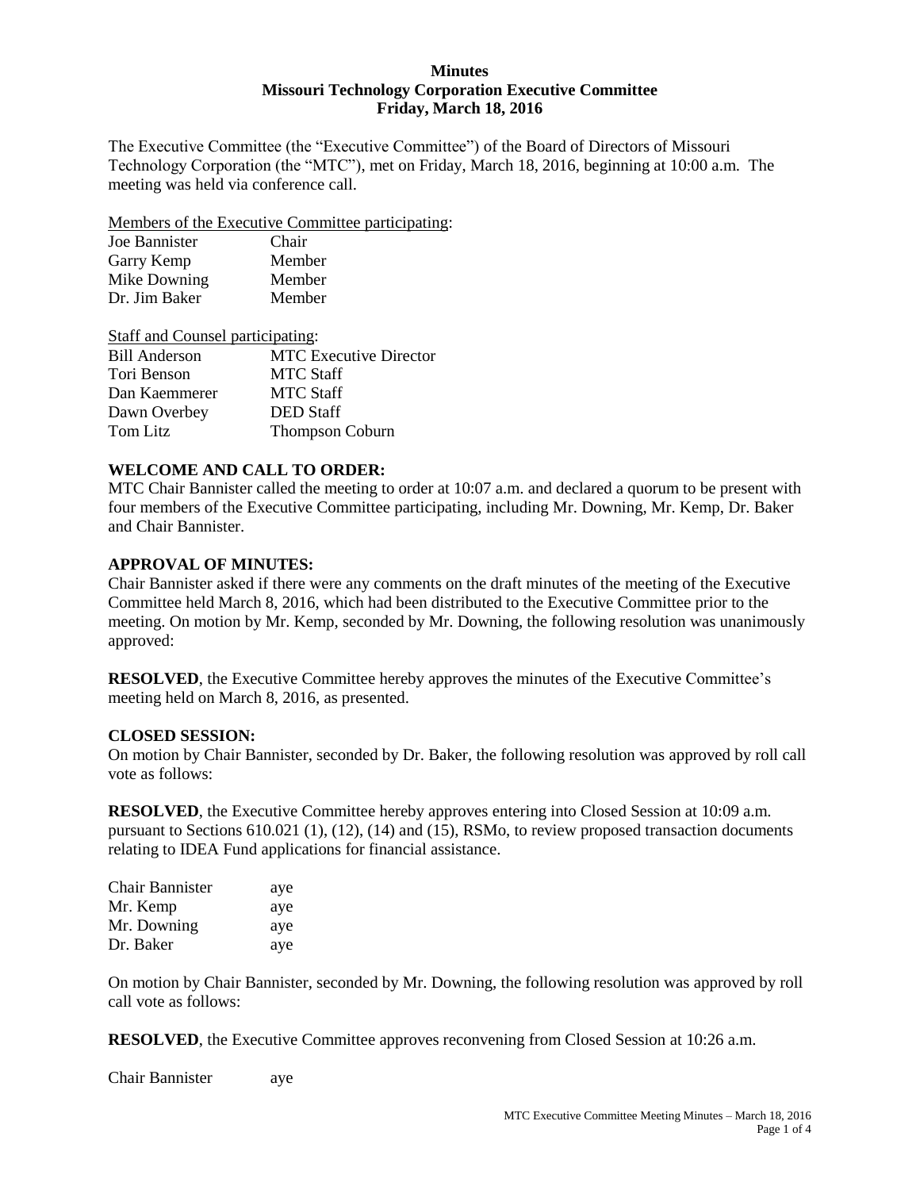**Minutes**
**Missouri Technology Corporation Executive Committee**
**Friday, March 18, 2016**

The Executive Committee (the "Executive Committee") of the Board of Directors of Missouri Technology Corporation (the "MTC"), met on Friday, March 18, 2016, beginning at 10:00 a.m. The meeting was held via conference call.

Members of the Executive Committee participating:

| | |
|---|---|
| Joe Bannister | Chair |
| Garry Kemp | Member |
| Mike Downing | Member |
| Dr. Jim Baker | Member |

Staff and Counsel participating:

| | |
|---|---|
| Bill Anderson | MTC Executive Director |
| Tori Benson | MTC Staff |
| Dan Kaemmerer | MTC Staff |
| Dawn Overbey | DED Staff |
| Tom Litz | Thompson Coburn |

**WELCOME AND CALL TO ORDER:**
MTC Chair Bannister called the meeting to order at 10:07 a.m. and declared a quorum to be present with four members of the Executive Committee participating, including Mr. Downing, Mr. Kemp, Dr. Baker and Chair Bannister.

**APPROVAL OF MINUTES:**
Chair Bannister asked if there were any comments on the draft minutes of the meeting of the Executive Committee held March 8, 2016, which had been distributed to the Executive Committee prior to the meeting. On motion by Mr. Kemp, seconded by Mr. Downing, the following resolution was unanimously approved:

**RESOLVED**, the Executive Committee hereby approves the minutes of the Executive Committee's meeting held on March 8, 2016, as presented.

**CLOSED SESSION:**
On motion by Chair Bannister, seconded by Dr. Baker, the following resolution was approved by roll call vote as follows:

**RESOLVED**, the Executive Committee hereby approves entering into Closed Session at 10:09 a.m. pursuant to Sections 610.021 (1), (12), (14) and (15), RSMo, to review proposed transaction documents relating to IDEA Fund applications for financial assistance.

| | |
|---|---|
| Chair Bannister | aye |
| Mr. Kemp | aye |
| Mr. Downing | aye |
| Dr. Baker | aye |

On motion by Chair Bannister, seconded by Mr. Downing, the following resolution was approved by roll call vote as follows:

**RESOLVED**, the Executive Committee approves reconvening from Closed Session at 10:26 a.m.

| | |
|---|---|
| Chair Bannister | aye |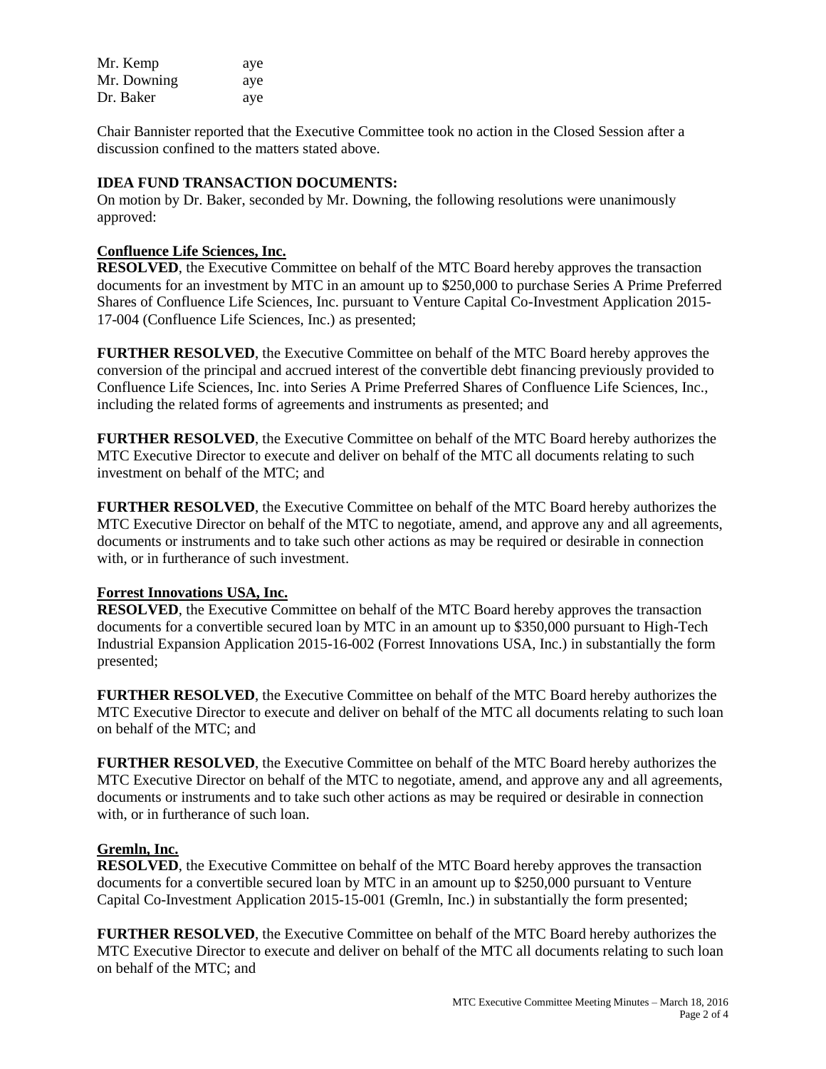| | |
|---|---|
| Mr. Kemp | aye |
| Mr. Downing | aye |
| Dr. Baker | aye |

Chair Bannister reported that the Executive Committee took no action in the Closed Session after a discussion confined to the matters stated above.

**IDEA FUND TRANSACTION DOCUMENTS:**

On motion by Dr. Baker, seconded by Mr. Downing, the following resolutions were unanimously approved:

**Confluence Life Sciences, Inc.**

**RESOLVED**, the Executive Committee on behalf of the MTC Board hereby approves the transaction documents for an investment by MTC in an amount up to $250,000 to purchase Series A Prime Preferred Shares of Confluence Life Sciences, Inc. pursuant to Venture Capital Co-Investment Application 2015-17-004 (Confluence Life Sciences, Inc.) as presented;

**FURTHER RESOLVED**, the Executive Committee on behalf of the MTC Board hereby approves the conversion of the principal and accrued interest of the convertible debt financing previously provided to Confluence Life Sciences, Inc. into Series A Prime Preferred Shares of Confluence Life Sciences, Inc., including the related forms of agreements and instruments as presented; and

**FURTHER RESOLVED**, the Executive Committee on behalf of the MTC Board hereby authorizes the MTC Executive Director to execute and deliver on behalf of the MTC all documents relating to such investment on behalf of the MTC; and

**FURTHER RESOLVED**, the Executive Committee on behalf of the MTC Board hereby authorizes the MTC Executive Director on behalf of the MTC to negotiate, amend, and approve any and all agreements, documents or instruments and to take such other actions as may be required or desirable in connection with, or in furtherance of such investment.

**Forrest Innovations USA, Inc.**

**RESOLVED**, the Executive Committee on behalf of the MTC Board hereby approves the transaction documents for a convertible secured loan by MTC in an amount up to $350,000 pursuant to High-Tech Industrial Expansion Application 2015-16-002 (Forrest Innovations USA, Inc.) in substantially the form presented;

**FURTHER RESOLVED**, the Executive Committee on behalf of the MTC Board hereby authorizes the MTC Executive Director to execute and deliver on behalf of the MTC all documents relating to such loan on behalf of the MTC; and

**FURTHER RESOLVED**, the Executive Committee on behalf of the MTC Board hereby authorizes the MTC Executive Director on behalf of the MTC to negotiate, amend, and approve any and all agreements, documents or instruments and to take such other actions as may be required or desirable in connection with, or in furtherance of such loan.

**Gremln, Inc.**

**RESOLVED**, the Executive Committee on behalf of the MTC Board hereby approves the transaction documents for a convertible secured loan by MTC in an amount up to $250,000 pursuant to Venture Capital Co-Investment Application 2015-15-001 (Gremln, Inc.) in substantially the form presented;

**FURTHER RESOLVED**, the Executive Committee on behalf of the MTC Board hereby authorizes the MTC Executive Director to execute and deliver on behalf of the MTC all documents relating to such loan on behalf of the MTC; and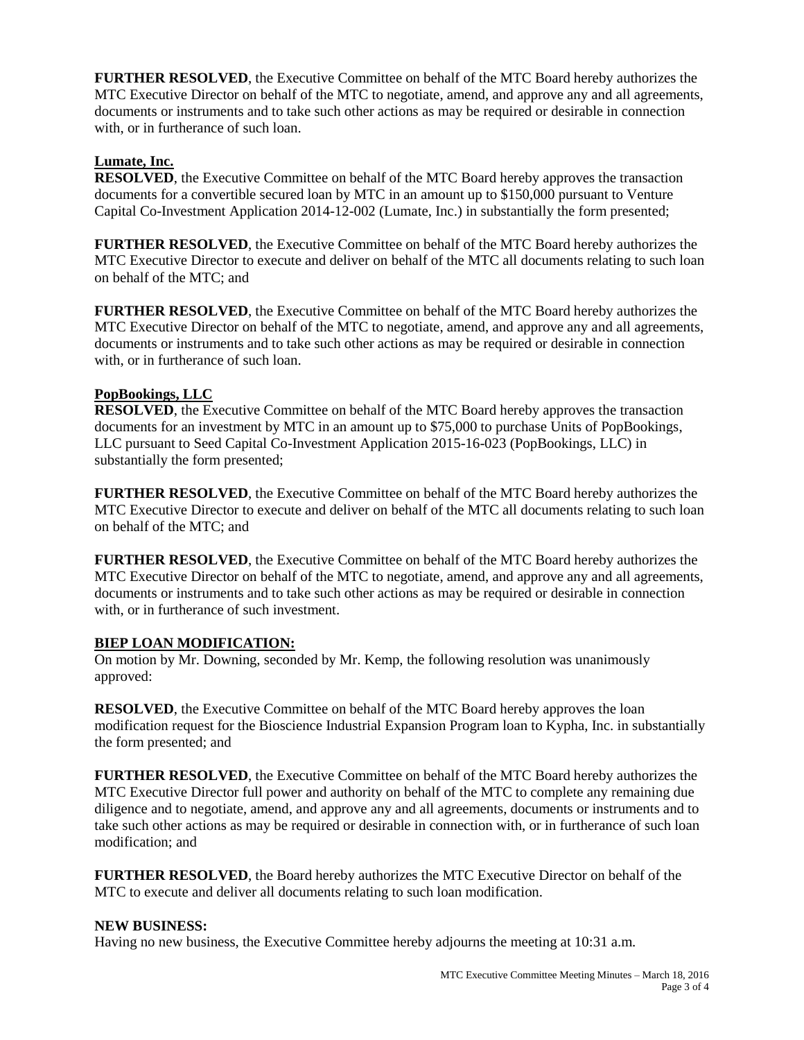**FURTHER RESOLVED**, the Executive Committee on behalf of the MTC Board hereby authorizes the MTC Executive Director on behalf of the MTC to negotiate, amend, and approve any and all agreements, documents or instruments and to take such other actions as may be required or desirable in connection with, or in furtherance of such loan.

**Lumate, Inc.**

**RESOLVED**, the Executive Committee on behalf of the MTC Board hereby approves the transaction documents for a convertible secured loan by MTC in an amount up to $150,000 pursuant to Venture Capital Co-Investment Application 2014-12-002 (Lumate, Inc.) in substantially the form presented;

**FURTHER RESOLVED**, the Executive Committee on behalf of the MTC Board hereby authorizes the MTC Executive Director to execute and deliver on behalf of the MTC all documents relating to such loan on behalf of the MTC; and

**FURTHER RESOLVED**, the Executive Committee on behalf of the MTC Board hereby authorizes the MTC Executive Director on behalf of the MTC to negotiate, amend, and approve any and all agreements, documents or instruments and to take such other actions as may be required or desirable in connection with, or in furtherance of such loan.

**PopBookings, LLC**

**RESOLVED**, the Executive Committee on behalf of the MTC Board hereby approves the transaction documents for an investment by MTC in an amount up to $75,000 to purchase Units of PopBookings, LLC pursuant to Seed Capital Co-Investment Application 2015-16-023 (PopBookings, LLC) in substantially the form presented;

**FURTHER RESOLVED**, the Executive Committee on behalf of the MTC Board hereby authorizes the MTC Executive Director to execute and deliver on behalf of the MTC all documents relating to such loan on behalf of the MTC; and

**FURTHER RESOLVED**, the Executive Committee on behalf of the MTC Board hereby authorizes the MTC Executive Director on behalf of the MTC to negotiate, amend, and approve any and all agreements, documents or instruments and to take such other actions as may be required or desirable in connection with, or in furtherance of such investment.

**BIEP LOAN MODIFICATION:**

On motion by Mr. Downing, seconded by Mr. Kemp, the following resolution was unanimously approved:

**RESOLVED**, the Executive Committee on behalf of the MTC Board hereby approves the loan modification request for the Bioscience Industrial Expansion Program loan to Kypha, Inc. in substantially the form presented; and

**FURTHER RESOLVED**, the Executive Committee on behalf of the MTC Board hereby authorizes the MTC Executive Director full power and authority on behalf of the MTC to complete any remaining due diligence and to negotiate, amend, and approve any and all agreements, documents or instruments and to take such other actions as may be required or desirable in connection with, or in furtherance of such loan modification; and

**FURTHER RESOLVED**, the Board hereby authorizes the MTC Executive Director on behalf of the MTC to execute and deliver all documents relating to such loan modification.

**NEW BUSINESS:**

Having no new business, the Executive Committee hereby adjourns the meeting at 10:31 a.m.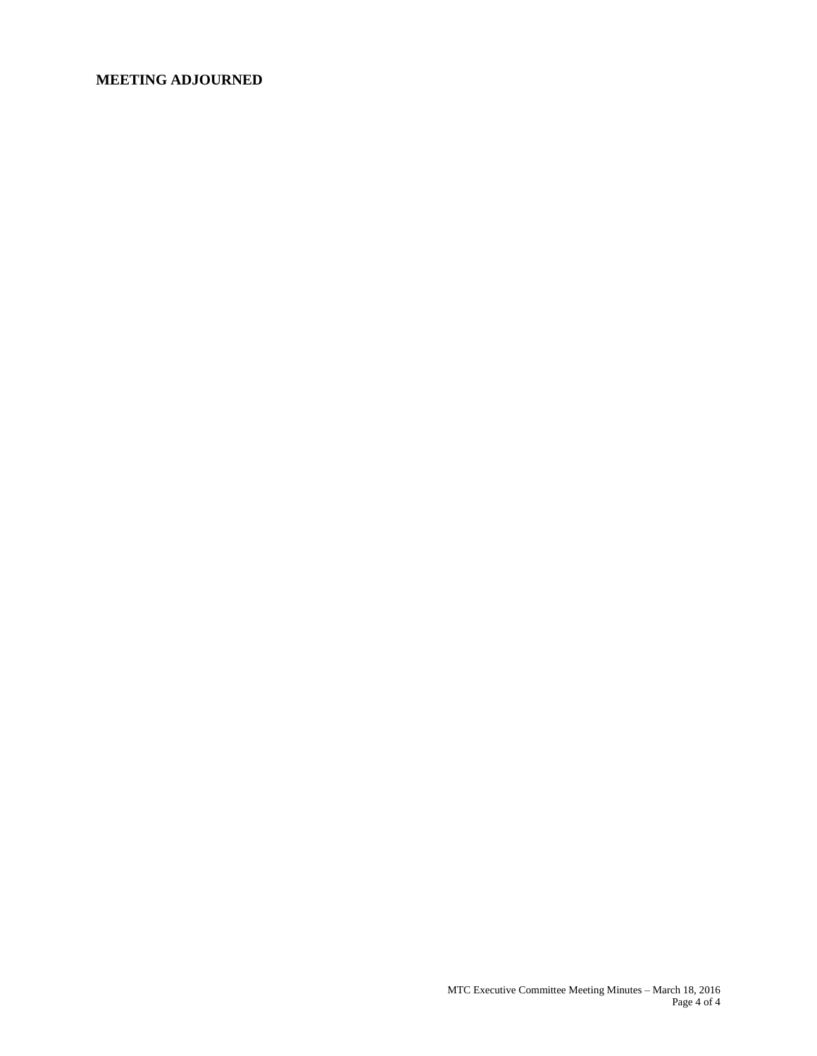**MEETING ADJOURNED**